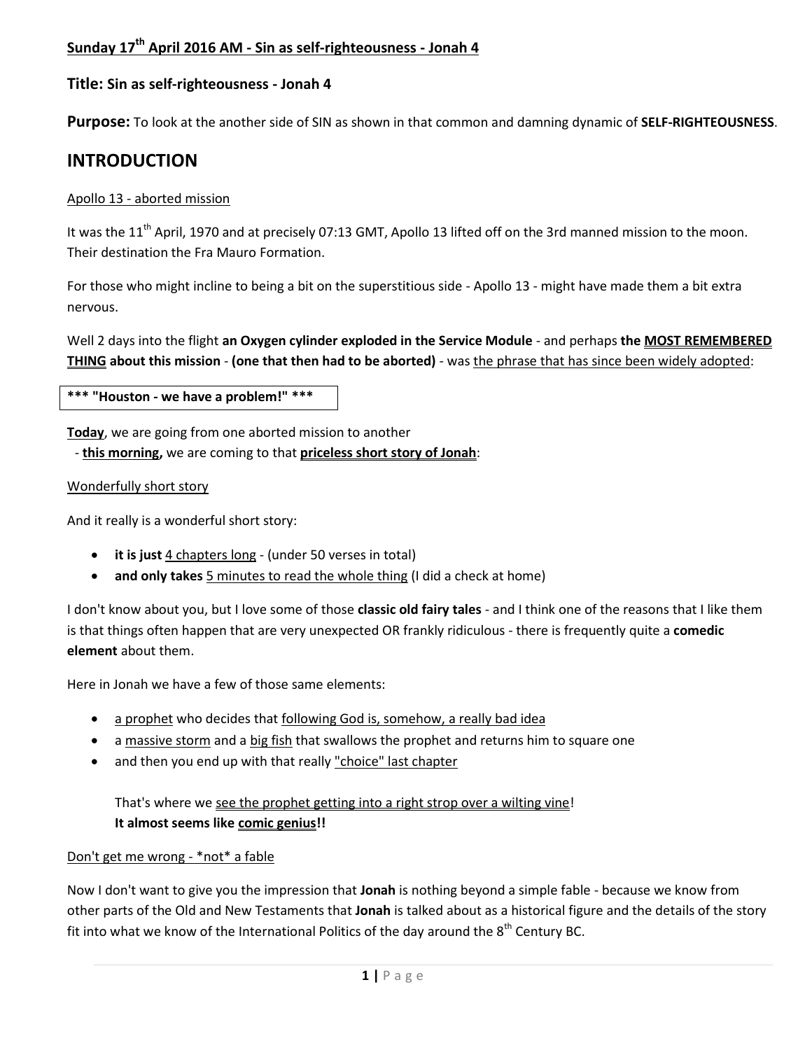**Sunday 17th April 2016 AM - Sin as self-righteousness - Jonah 4**

### **Title:** Sin as self-righteousness - Jonah 4

**Purpose:** To look at the another side of SIN as shown in that common and damning dynamic of **SELF-RIGHTEOUSNESS**.

## INTRODUCTION

Apollo 13 - aborted mission

It was the 11th April, 1970 and at precisely 07:13 GMT, Apollo 13 lifted off on the 3rd manned mission to the moon. Their destination the Fra Mauro Formation.

For those who might incline to being a bit on the superstitious side - Apollo 13 - might have made them a bit extra nervous.

Well 2 days into the flight **an Oxygen cylinder exploded in the Service Module** - and perhaps **the MOST REMEMBERED THING about this mission** - **(one that then had to be aborted)** - was the phrase that has since been widely adopted:

**\*\*\* "Houston - we have a problem!" \*\*\***

**Today**, we are going from one aborted mission to another
- **this morning,** we are coming to that **priceless short story of Jonah**:

Wonderfully short story

And it really is a wonderful short story:

- **it is just** 4 chapters long - (under 50 verses in total)
- **and only takes** 5 minutes to read the whole thing (I did a check at home)

I don't know about you, but I love some of those **classic old fairy tales** - and I think one of the reasons that I like them is that things often happen that are very unexpected OR frankly ridiculous - there is frequently quite a **comedic element** about them.

Here in Jonah we have a few of those same elements:

- a prophet who decides that following God is, somehow, a really bad idea
- a massive storm and a big fish that swallows the prophet and returns him to square one
- and then you end up with that really "choice" last chapter

  That's where we see the prophet getting into a right strop over a wilting vine!
  **It almost seems like comic genius!!**

Don't get me wrong - \*not\* a fable

Now I don't want to give you the impression that **Jonah** is nothing beyond a simple fable - because we know from other parts of the Old and New Testaments that **Jonah** is talked about as a historical figure and the details of the story fit into what we know of the International Politics of the day around the 8th Century BC.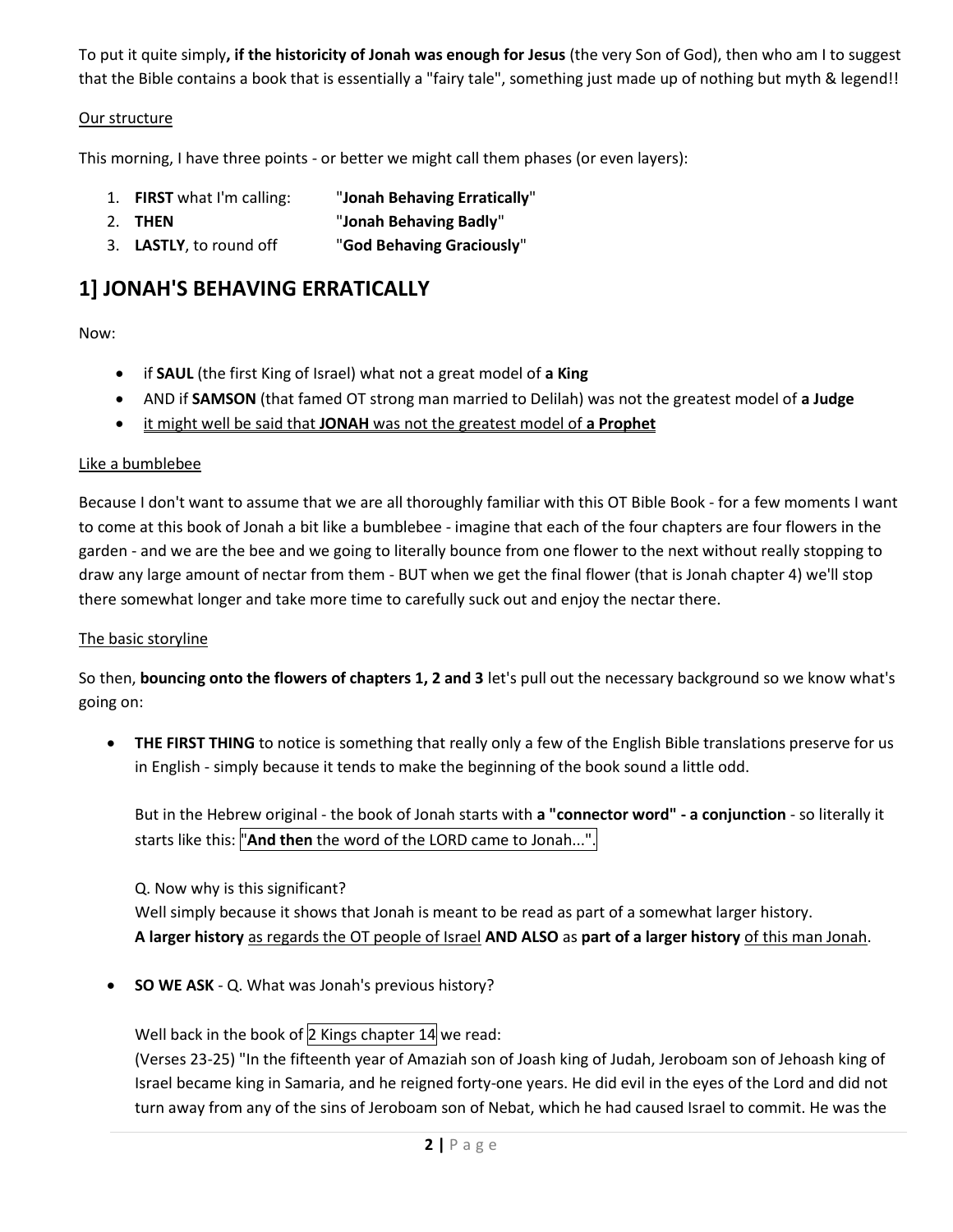To put it quite simply**, if the historicity of Jonah was enough for Jesus** (the very Son of God), then who am I to suggest that the Bible contains a book that is essentially a "fairy tale", something just made up of nothing but myth & legend!!

<u>Our structure</u>

This morning, I have three points - or better we might call them phases (or even layers):

1. **FIRST** what I'm calling: "**Jonah Behaving Erratically**"
2. **THEN** "**Jonah Behaving Badly**"
3. **LASTLY**, to round off "**God Behaving Graciously**"

## 1] JONAH'S BEHAVING ERRATICALLY

Now:

- if **SAUL** (the first King of Israel) what not a great model of **a King**
- AND if **SAMSON** (that famed OT strong man married to Delilah) was not the greatest model of **a Judge**
- <u>it might well be said that **JONAH** was not the greatest model of **a Prophet**</u>

<u>Like a bumblebee</u>

Because I don't want to assume that we are all thoroughly familiar with this OT Bible Book - for a few moments I want to come at this book of Jonah a bit like a bumblebee - imagine that each of the four chapters are four flowers in the garden - and we are the bee and we going to literally bounce from one flower to the next without really stopping to draw any large amount of nectar from them - BUT when we get the final flower (that is Jonah chapter 4) we'll stop there somewhat longer and take more time to carefully suck out and enjoy the nectar there.

<u>The basic storyline</u>

So then, **bouncing onto the flowers of chapters 1, 2 and 3** let's pull out the necessary background so we know what's going on:

- **THE FIRST THING** to notice is something that really only a few of the English Bible translations preserve for us in English - simply because it tends to make the beginning of the book sound a little odd.

  But in the Hebrew original - the book of Jonah starts with **a "connector word" - a conjunction** - so literally it starts like this: "**And then** the word of the LORD came to Jonah...".

  Q. Now why is this significant?
  Well simply because it shows that Jonah is meant to be read as part of a somewhat larger history.
  **A larger history** <u>as regards the OT people of Israel</u> **AND ALSO** as **part of a larger history** <u>of this man Jonah</u>.

- **SO WE ASK** - Q. What was Jonah's previous history?

  Well back in the book of 2 Kings chapter 14 we read:
  (Verses 23-25) "In the fifteenth year of Amaziah son of Joash king of Judah, Jeroboam son of Jehoash king of Israel became king in Samaria, and he reigned forty-one years. He did evil in the eyes of the Lord and did not turn away from any of the sins of Jeroboam son of Nebat, which he had caused Israel to commit. He was the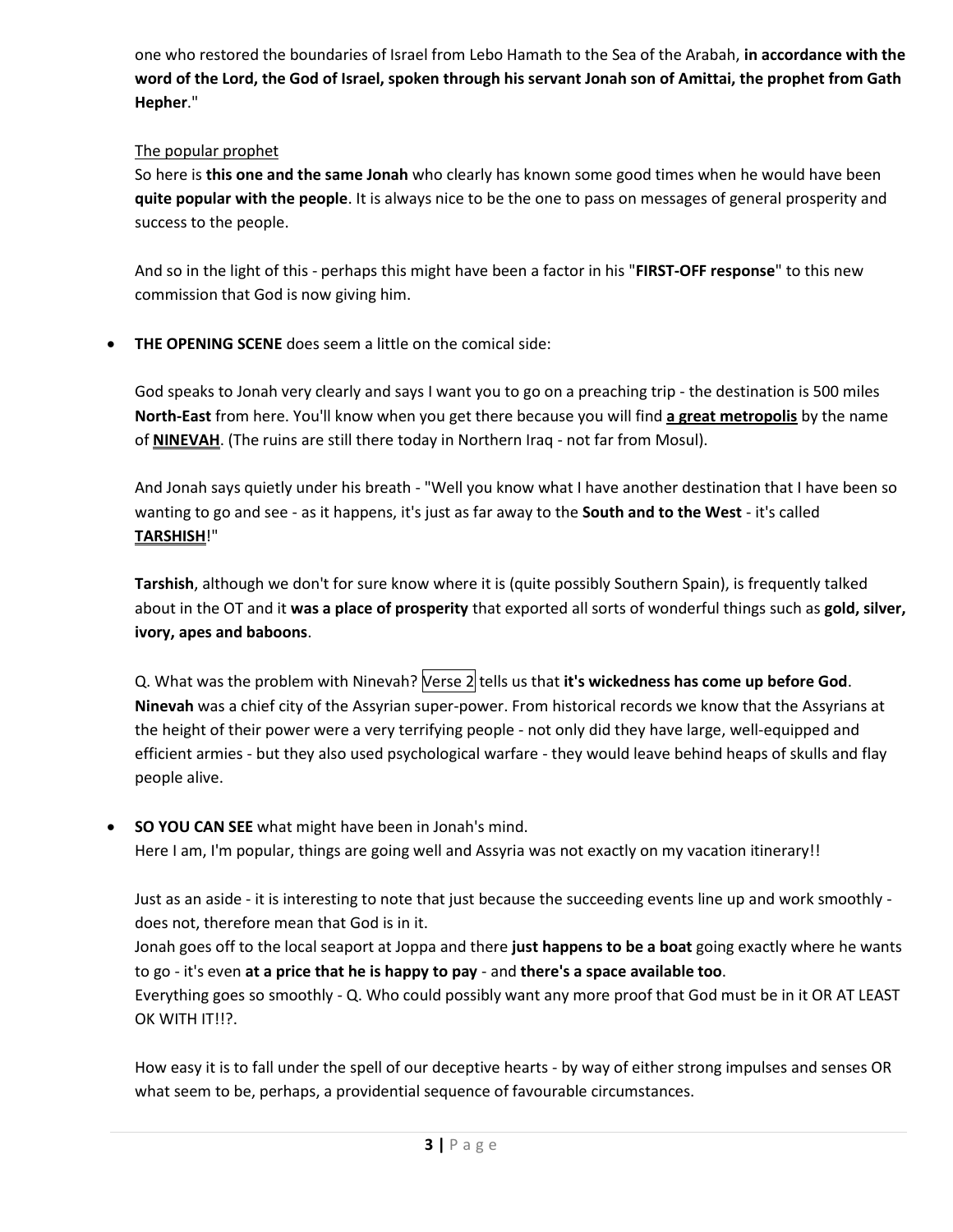one who restored the boundaries of Israel from Lebo Hamath to the Sea of the Arabah, **in accordance with the word of the Lord, the God of Israel, spoken through his servant Jonah son of Amittai, the prophet from Gath Hepher**."

<u>The popular prophet</u>

So here is **this one and the same Jonah** who clearly has known some good times when he would have been **quite popular with the people**. It is always nice to be the one to pass on messages of general prosperity and success to the people.

And so in the light of this - perhaps this might have been a factor in his "**FIRST-OFF response**" to this new commission that God is now giving him.

- **THE OPENING SCENE** does seem a little on the comical side:

  God speaks to Jonah very clearly and says I want you to go on a preaching trip - the destination is 500 miles **North-East** from here. You'll know when you get there because you will find **<u>a great metropolis</u>** by the name of **<u>NINEVAH</u>**. (The ruins are still there today in Northern Iraq - not far from Mosul).

  And Jonah says quietly under his breath - "Well you know what I have another destination that I have been so wanting to go and see - as it happens, it's just as far away to the **South and to the West** - it's called **<u>TARSHISH</u>**!"

  **Tarshish**, although we don't for sure know where it is (quite possibly Southern Spain), is frequently talked about in the OT and it **was a place of prosperity** that exported all sorts of wonderful things such as **gold, silver, ivory, apes and baboons**.

  Q. What was the problem with Ninevah? Verse 2 tells us that **it's wickedness has come up before God**. **Ninevah** was a chief city of the Assyrian super-power. From historical records we know that the Assyrians at the height of their power were a very terrifying people - not only did they have large, well-equipped and efficient armies - but they also used psychological warfare - they would leave behind heaps of skulls and flay people alive.

- **SO YOU CAN SEE** what might have been in Jonah's mind.
  Here I am, I'm popular, things are going well and Assyria was not exactly on my vacation itinerary!!

  Just as an aside - it is interesting to note that just because the succeeding events line up and work smoothly - does not, therefore mean that God is in it.
  Jonah goes off to the local seaport at Joppa and there **just happens to be a boat** going exactly where he wants to go - it's even **at a price that he is happy to pay** - and **there's a space available too**.
  Everything goes so smoothly - Q. Who could possibly want any more proof that God must be in it OR AT LEAST OK WITH IT!!?.

  How easy it is to fall under the spell of our deceptive hearts - by way of either strong impulses and senses OR what seem to be, perhaps, a providential sequence of favourable circumstances.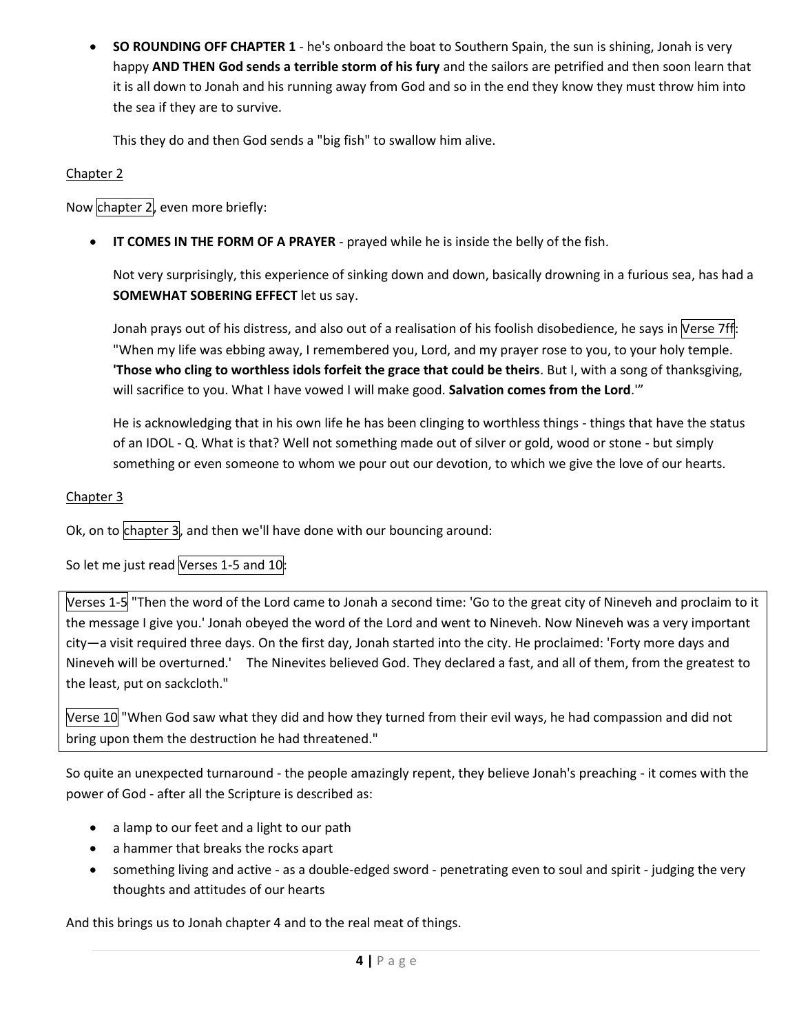- **SO ROUNDING OFF CHAPTER 1** - he's onboard the boat to Southern Spain, the sun is shining, Jonah is very happy **AND THEN God sends a terrible storm of his fury** and the sailors are petrified and then soon learn that it is all down to Jonah and his running away from God and so in the end they know they must throw him into the sea if they are to survive.

  This they do and then God sends a "big fish" to swallow him alive.

<u>Chapter 2</u>

Now chapter 2, even more briefly:

- **IT COMES IN THE FORM OF A PRAYER** - prayed while he is inside the belly of the fish.

  Not very surprisingly, this experience of sinking down and down, basically drowning in a furious sea, has had a **SOMEWHAT SOBERING EFFECT** let us say.

  Jonah prays out of his distress, and also out of a realisation of his foolish disobedience, he says in Verse 7ff: "When my life was ebbing away, I remembered you, Lord, and my prayer rose to you, to your holy temple. **'Those who cling to worthless idols forfeit the grace that could be theirs**. But I, with a song of thanksgiving, will sacrifice to you. What I have vowed I will make good. **Salvation comes from the Lord**.'"

  He is acknowledging that in his own life he has been clinging to worthless things - things that have the status of an IDOL - Q. What is that? Well not something made out of silver or gold, wood or stone - but simply something or even someone to whom we pour out our devotion, to which we give the love of our hearts.

<u>Chapter 3</u>

Ok, on to chapter 3, and then we'll have done with our bouncing around:

So let me just read Verses 1-5 and 10:

Verses 1-5 "Then the word of the Lord came to Jonah a second time: 'Go to the great city of Nineveh and proclaim to it the message I give you.' Jonah obeyed the word of the Lord and went to Nineveh. Now Nineveh was a very important city—a visit required three days. On the first day, Jonah started into the city. He proclaimed: 'Forty more days and Nineveh will be overturned.' The Ninevites believed God. They declared a fast, and all of them, from the greatest to the least, put on sackcloth."

Verse 10 "When God saw what they did and how they turned from their evil ways, he had compassion and did not bring upon them the destruction he had threatened."

So quite an unexpected turnaround - the people amazingly repent, they believe Jonah's preaching - it comes with the power of God - after all the Scripture is described as:

- a lamp to our feet and a light to our path
- a hammer that breaks the rocks apart
- something living and active - as a double-edged sword - penetrating even to soul and spirit - judging the very thoughts and attitudes of our hearts

And this brings us to Jonah chapter 4 and to the real meat of things.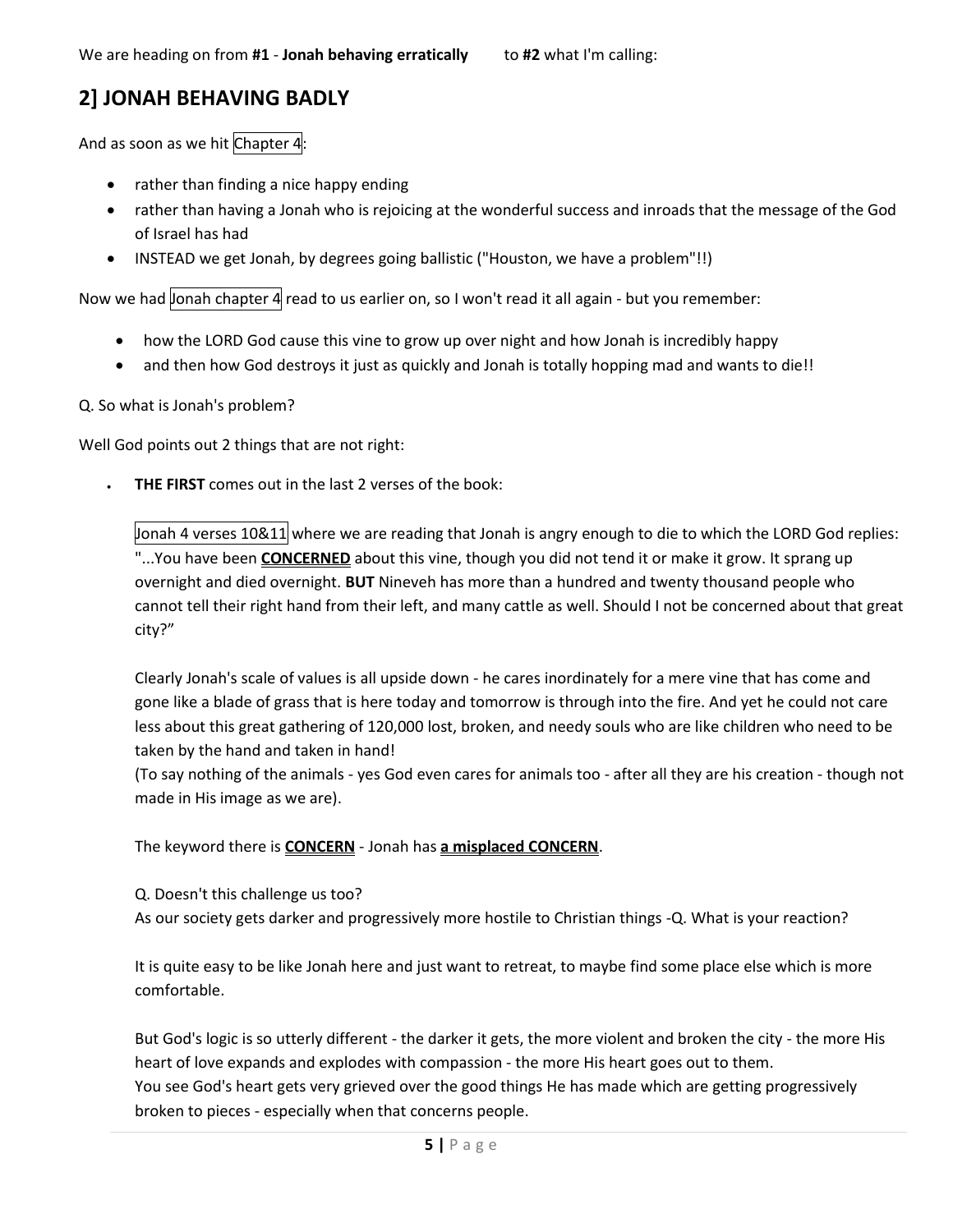We are heading on from **#1** - **Jonah behaving erratically** to **#2** what I'm calling:

## 2] JONAH BEHAVING BADLY

And as soon as we hit Chapter 4:

- rather than finding a nice happy ending
- rather than having a Jonah who is rejoicing at the wonderful success and inroads that the message of the God of Israel has had
- INSTEAD we get Jonah, by degrees going ballistic ("Houston, we have a problem"!!)

Now we had Jonah chapter 4 read to us earlier on, so I won't read it all again - but you remember:

- how the LORD God cause this vine to grow up over night and how Jonah is incredibly happy
- and then how God destroys it just as quickly and Jonah is totally hopping mad and wants to die!!

Q. So what is Jonah's problem?

Well God points out 2 things that are not right:

- **THE FIRST** comes out in the last 2 verses of the book:

  Jonah 4 verses 10&11 where we are reading that Jonah is angry enough to die to which the LORD God replies: "...You have been <u>**CONCERNED**</u> about this vine, though you did not tend it or make it grow. It sprang up overnight and died overnight. **BUT** Nineveh has more than a hundred and twenty thousand people who cannot tell their right hand from their left, and many cattle as well. Should I not be concerned about that great city?"

  Clearly Jonah's scale of values is all upside down - he cares inordinately for a mere vine that has come and gone like a blade of grass that is here today and tomorrow is through into the fire. And yet he could not care less about this great gathering of 120,000 lost, broken, and needy souls who are like children who need to be taken by the hand and taken in hand!
  (To say nothing of the animals - yes God even cares for animals too - after all they are his creation - though not made in His image as we are).

  The keyword there is <u>**CONCERN**</u> - Jonah has <u>**a misplaced CONCERN**</u>.

  Q. Doesn't this challenge us too?
  As our society gets darker and progressively more hostile to Christian things -Q. What is your reaction?

  It is quite easy to be like Jonah here and just want to retreat, to maybe find some place else which is more comfortable.

  But God's logic is so utterly different - the darker it gets, the more violent and broken the city - the more His heart of love expands and explodes with compassion - the more His heart goes out to them.
  You see God's heart gets very grieved over the good things He has made which are getting progressively broken to pieces - especially when that concerns people.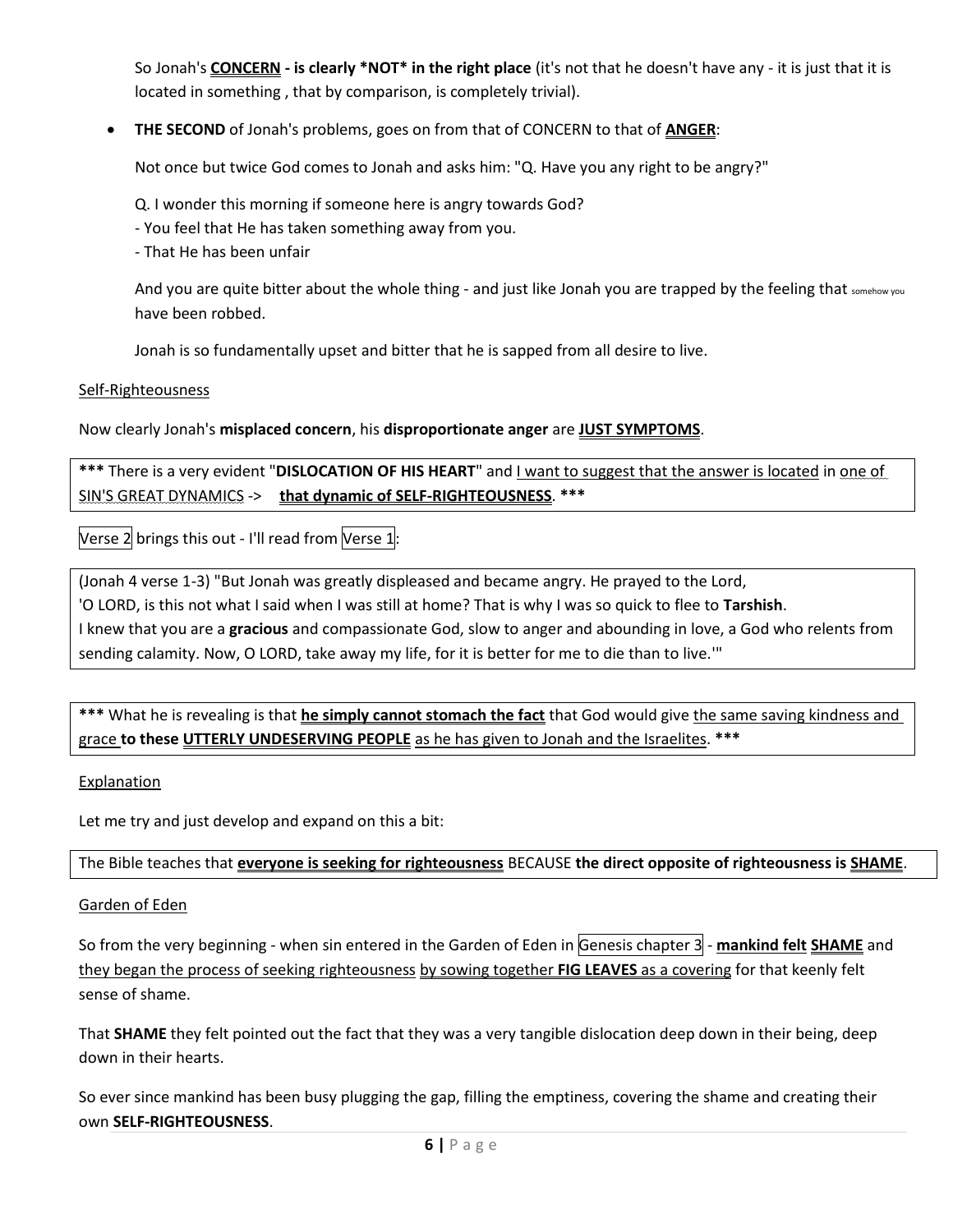So Jonah's **CONCERN - is clearly *NOT* in the right place** (it's not that he doesn't have any - it is just that it is located in something , that by comparison, is completely trivial).

- **THE SECOND** of Jonah's problems, goes on from that of CONCERN to that of **ANGER**:

  Not once but twice God comes to Jonah and asks him: "Q. Have you any right to be angry?"

  Q. I wonder this morning if someone here is angry towards God?
  - You feel that He has taken something away from you.
  - That He has been unfair

  And you are quite bitter about the whole thing - and just like Jonah you are trapped by the feeling that somehow you have been robbed.

  Jonah is so fundamentally upset and bitter that he is sapped from all desire to live.

Self-Righteousness

Now clearly Jonah's **misplaced concern**, his **disproportionate anger** are **JUST SYMPTOMS**.

**\*\*\*** There is a very evident "**DISLOCATION OF HIS HEART**" and I want to suggest that the answer is located in one of SIN'S GREAT DYNAMICS -> **that dynamic of SELF-RIGHTEOUSNESS**. **\*\*\***

Verse 2 brings this out - I'll read from Verse 1:

(Jonah 4 verse 1-3) "But Jonah was greatly displeased and became angry. He prayed to the Lord,
'O LORD, is this not what I said when I was still at home? That is why I was so quick to flee to **Tarshish**.
I knew that you are a **gracious** and compassionate God, slow to anger and abounding in love, a God who relents from sending calamity. Now, O LORD, take away my life, for it is better for me to die than to live.'"

**\*\*\*** What he is revealing is that **he simply cannot stomach the fact** that God would give the same saving kindness and grace **to these UTTERLY UNDESERVING PEOPLE** as he has given to Jonah and the Israelites. **\*\*\***

Explanation

Let me try and just develop and expand on this a bit:

The Bible teaches that **everyone is seeking for righteousness** BECAUSE **the direct opposite of righteousness is SHAME**.

Garden of Eden

So from the very beginning - when sin entered in the Garden of Eden in Genesis chapter 3 - **mankind felt SHAME** and they began the process of seeking righteousness by sowing together **FIG LEAVES** as a covering for that keenly felt sense of shame.

That **SHAME** they felt pointed out the fact that they was a very tangible dislocation deep down in their being, deep down in their hearts.

So ever since mankind has been busy plugging the gap, filling the emptiness, covering the shame and creating their own **SELF-RIGHTEOUSNESS**.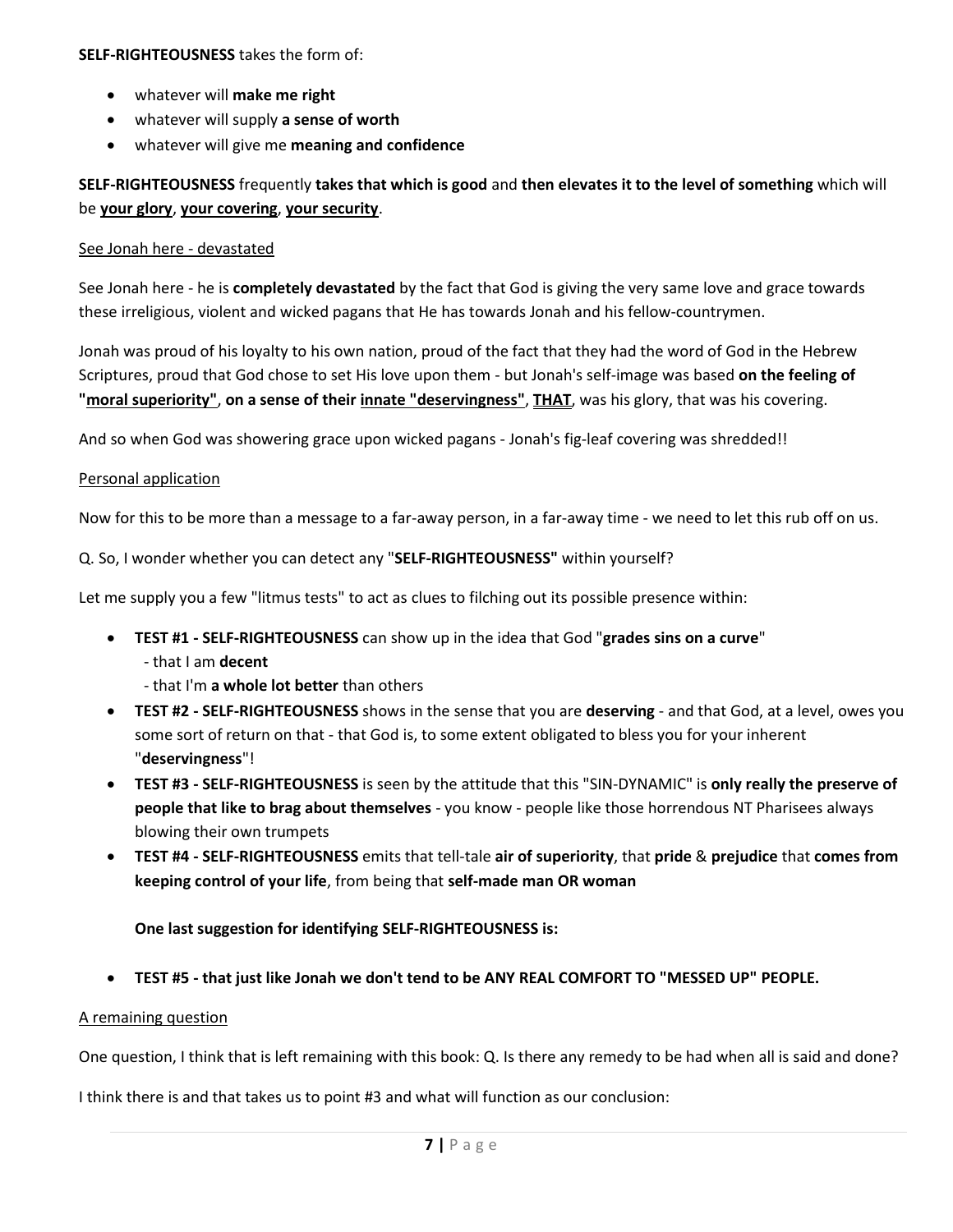**SELF-RIGHTEOUSNESS** takes the form of:

- whatever will **make me right**
- whatever will supply **a sense of worth**
- whatever will give me **meaning and confidence**

**SELF-RIGHTEOUSNESS** frequently **takes that which is good** and **then elevates it to the level of something** which will be **your glory**, **your covering**, **your security**.

See Jonah here - devastated

See Jonah here - he is **completely devastated** by the fact that God is giving the very same love and grace towards these irreligious, violent and wicked pagans that He has towards Jonah and his fellow-countrymen.

Jonah was proud of his loyalty to his own nation, proud of the fact that they had the word of God in the Hebrew Scriptures, proud that God chose to set His love upon them - but Jonah's self-image was based **on the feeling of "moral superiority"**, **on a sense of their innate "deservingness"**, **THAT**, was his glory, that was his covering.

And so when God was showering grace upon wicked pagans - Jonah's fig-leaf covering was shredded!!

Personal application

Now for this to be more than a message to a far-away person, in a far-away time - we need to let this rub off on us.

Q. So, I wonder whether you can detect any "**SELF-RIGHTEOUSNESS"** within yourself?

Let me supply you a few "litmus tests" to act as clues to filching out its possible presence within:

- **TEST #1 - SELF-RIGHTEOUSNESS** can show up in the idea that God "**grades sins on a curve**"
  - that I am **decent**
  - that I'm **a whole lot better** than others
- **TEST #2 - SELF-RIGHTEOUSNESS** shows in the sense that you are **deserving** - and that God, at a level, owes you some sort of return on that - that God is, to some extent obligated to bless you for your inherent "**deservingness**"!
- **TEST #3 - SELF-RIGHTEOUSNESS** is seen by the attitude that this "SIN-DYNAMIC" is **only really the preserve of people that like to brag about themselves** - you know - people like those horrendous NT Pharisees always blowing their own trumpets
- **TEST #4 - SELF-RIGHTEOUSNESS** emits that tell-tale **air of superiority**, that **pride** & **prejudice** that **comes from keeping control of your life**, from being that **self-made man OR woman**

  **One last suggestion for identifying SELF-RIGHTEOUSNESS is:**

- **TEST #5 - that just like Jonah we don't tend to be ANY REAL COMFORT TO "MESSED UP" PEOPLE.**

A remaining question

One question, I think that is left remaining with this book: Q. Is there any remedy to be had when all is said and done?

I think there is and that takes us to point #3 and what will function as our conclusion: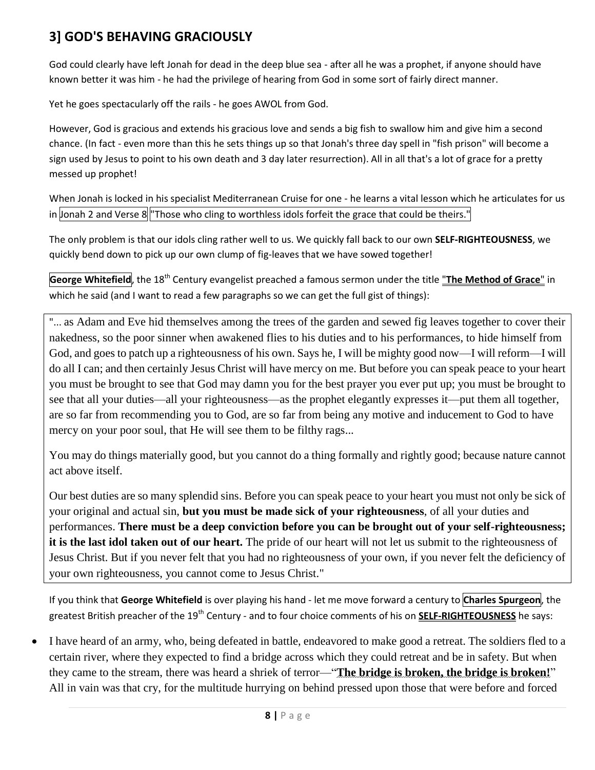## 3] GOD'S BEHAVING GRACIOUSLY

God could clearly have left Jonah for dead in the deep blue sea - after all he was a prophet, if anyone should have known better it was him - he had the privilege of hearing from God in some sort of fairly direct manner.

Yet he goes spectacularly off the rails - he goes AWOL from God.

However, God is gracious and extends his gracious love and sends a big fish to swallow him and give him a second chance. (In fact - even more than this he sets things up so that Jonah's three day spell in "fish prison" will become a sign used by Jesus to point to his own death and 3 day later resurrection). All in all that's a lot of grace for a pretty messed up prophet!

When Jonah is locked in his specialist Mediterranean Cruise for one - he learns a vital lesson which he articulates for us in Jonah 2 and Verse 8 "Those who cling to worthless idols forfeit the grace that could be theirs."

The only problem is that our idols cling rather well to us. We quickly fall back to our own **SELF-RIGHTEOUSNESS**, we quickly bend down to pick up our own clump of fig-leaves that we have sowed together!

**George Whitefield**, the 18th Century evangelist preached a famous sermon under the title "**The Method of Grace**" in which he said (and I want to read a few paragraphs so we can get the full gist of things):

> "... as Adam and Eve hid themselves among the trees of the garden and sewed fig leaves together to cover their nakedness, so the poor sinner when awakened flies to his duties and to his performances, to hide himself from God, and goes to patch up a righteousness of his own. Says he, I will be mighty good now—I will reform—I will do all I can; and then certainly Jesus Christ will have mercy on me. But before you can speak peace to your heart you must be brought to see that God may damn you for the best prayer you ever put up; you must be brought to see that all your duties—all your righteousness—as the prophet elegantly expresses it—put them all together, are so far from recommending you to God, are so far from being any motive and inducement to God to have mercy on your poor soul, that He will see them to be filthy rags...
>
> You may do things materially good, but you cannot do a thing formally and rightly good; because nature cannot act above itself.
>
> Our best duties are so many splendid sins. Before you can speak peace to your heart you must not only be sick of your original and actual sin, **but you must be made sick of your righteousness**, of all your duties and performances. **There must be a deep conviction before you can be brought out of your self-righteousness; it is the last idol taken out of our heart.** The pride of our heart will not let us submit to the righteousness of Jesus Christ. But if you never felt that you had no righteousness of your own, if you never felt the deficiency of your own righteousness, you cannot come to Jesus Christ."

If you think that **George Whitefield** is over playing his hand - let me move forward a century to **Charles Spurgeon**, the greatest British preacher of the 19th Century - and to four choice comments of his on **SELF-RIGHTEOUSNESS** he says:

- I have heard of an army, who, being defeated in battle, endeavored to make good a retreat. The soldiers fled to a certain river, where they expected to find a bridge across which they could retreat and be in safety. But when they came to the stream, there was heard a shriek of terror—"**The bridge is broken, the bridge is broken!**" All in vain was that cry, for the multitude hurrying on behind pressed upon those that were before and forced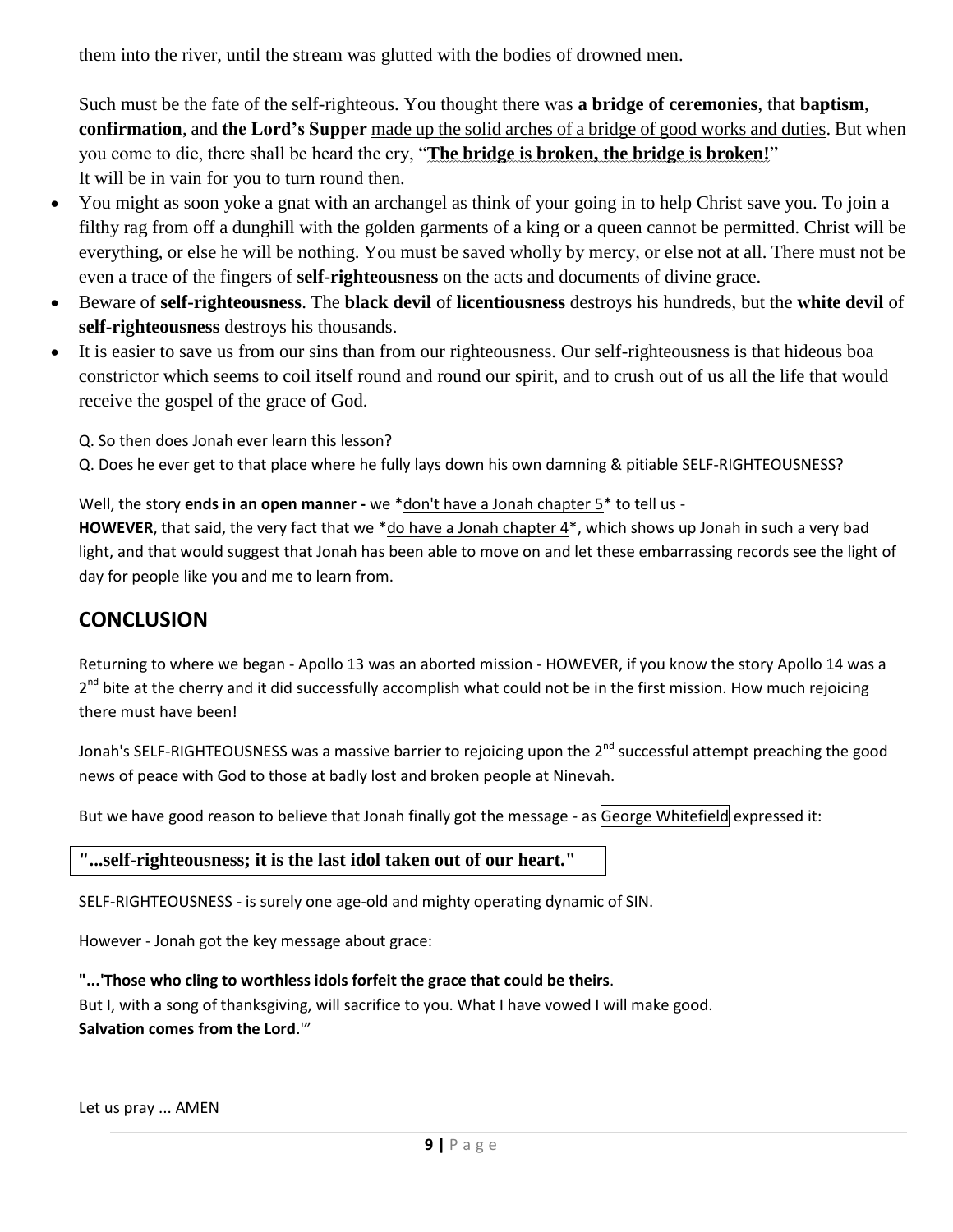them into the river, until the stream was glutted with the bodies of drowned men.

Such must be the fate of the self-righteous. You thought there was **a bridge of ceremonies**, that **baptism**, **confirmation**, and **the Lord's Supper** made up the solid arches of a bridge of good works and duties. But when you come to die, there shall be heard the cry, "**The bridge is broken, the bridge is broken!**"
It will be in vain for you to turn round then.

- You might as soon yoke a gnat with an archangel as think of your going in to help Christ save you. To join a filthy rag from off a dunghill with the golden garments of a king or a queen cannot be permitted. Christ will be everything, or else he will be nothing. You must be saved wholly by mercy, or else not at all. There must not be even a trace of the fingers of **self-righteousness** on the acts and documents of divine grace.
- Beware of **self-righteousness**. The **black devil** of **licentiousness** destroys his hundreds, but the **white devil** of **self-righteousness** destroys his thousands.
- It is easier to save us from our sins than from our righteousness. Our self-righteousness is that hideous boa constrictor which seems to coil itself round and round our spirit, and to crush out of us all the life that would receive the gospel of the grace of God.

Q. So then does Jonah ever learn this lesson?
Q. Does he ever get to that place where he fully lays down his own damning & pitiable SELF-RIGHTEOUSNESS?

Well, the story **ends in an open manner -** we *don't have a Jonah chapter 5* to tell us -
**HOWEVER**, that said, the very fact that we *do have a Jonah chapter 4*, which shows up Jonah in such a very bad light, and that would suggest that Jonah has been able to move on and let these embarrassing records see the light of day for people like you and me to learn from.

## CONCLUSION

Returning to where we began - Apollo 13 was an aborted mission - HOWEVER, if you know the story Apollo 14 was a 2nd bite at the cherry and it did successfully accomplish what could not be in the first mission. How much rejoicing there must have been!

Jonah's SELF-RIGHTEOUSNESS was a massive barrier to rejoicing upon the 2nd successful attempt preaching the good news of peace with God to those at badly lost and broken people at Nineveh.

But we have good reason to believe that Jonah finally got the message - as George Whitefield expressed it:

**"...self-righteousness; it is the last idol taken out of our heart."**

SELF-RIGHTEOUSNESS - is surely one age-old and mighty operating dynamic of SIN.

However - Jonah got the key message about grace:

**"...'Those who cling to worthless idols forfeit the grace that could be theirs**.
But I, with a song of thanksgiving, will sacrifice to you. What I have vowed I will make good.
**Salvation comes from the Lord**.'"

Let us pray ... AMEN